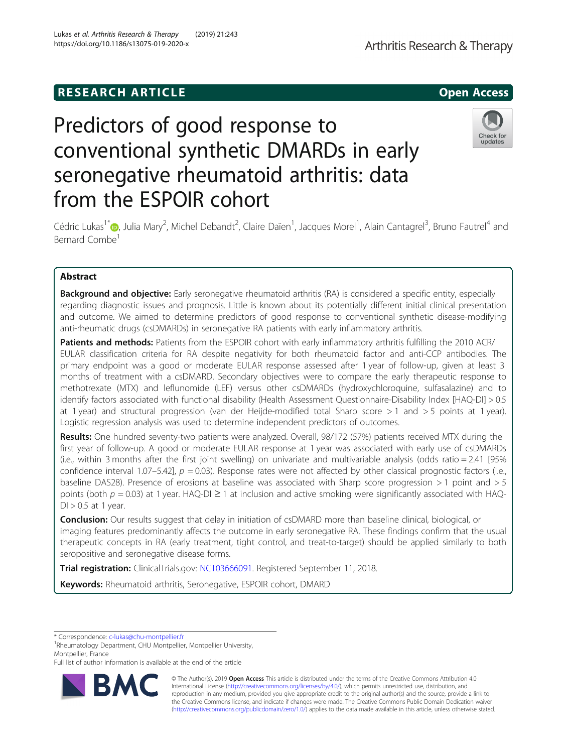RESEARCH ARTICLE

Open Access

# Predictors of good response to conventional synthetic DMARDs in early seronegative rheumatoid arthritis: data from the ESPOIR cohort

Cédric Lukas[1*], Julia Mary[2], Michel Debandt[2], Claire Daïen[1], Jacques Morel[1], Alain Cantagrel[3], Bruno Fautrel[4] and Bernard Combe[1]

## Abstract

**Background and objective:** Early seronegative rheumatoid arthritis (RA) is considered a specific entity, especially regarding diagnostic issues and prognosis. Little is known about its potentially different initial clinical presentation and outcome. We aimed to determine predictors of good response to conventional synthetic disease-modifying anti-rheumatic drugs (csDMARDs) in seronegative RA patients with early inflammatory arthritis.

**Patients and methods:** Patients from the ESPOIR cohort with early inflammatory arthritis fulfilling the 2010 ACR/EULAR classification criteria for RA despite negativity for both rheumatoid factor and anti-CCP antibodies. The primary endpoint was a good or moderate EULAR response assessed after 1 year of follow-up, given at least 3 months of treatment with a csDMARD. Secondary objectives were to compare the early therapeutic response to methotrexate (MTX) and leflunomide (LEF) versus other csDMARDs (hydroxychloroquine, sulfasalazine) and to identify factors associated with functional disability (Health Assessment Questionnaire-Disability Index [HAQ-DI] > 0.5 at 1 year) and structural progression (van der Heijde-modified total Sharp score > 1 and > 5 points at 1 year). Logistic regression analysis was used to determine independent predictors of outcomes.

**Results:** One hundred seventy-two patients were analyzed. Overall, 98/172 (57%) patients received MTX during the first year of follow-up. A good or moderate EULAR response at 1 year was associated with early use of csDMARDs (i.e., within 3 months after the first joint swelling) on univariate and multivariable analysis (odds ratio = 2.41 [95% confidence interval 1.07–5.42], $p = 0.03$). Response rates were not affected by other classical prognostic factors (i.e., baseline DAS28). Presence of erosions at baseline was associated with Sharp score progression > 1 point and > 5 points (both $p = 0.03$) at 1 year. HAQ-DI ≥ 1 at inclusion and active smoking were significantly associated with HAQ-DI > 0.5 at 1 year.

**Conclusion:** Our results suggest that delay in initiation of csDMARD more than baseline clinical, biological, or imaging features predominantly affects the outcome in early seronegative RA. These findings confirm that the usual therapeutic concepts in RA (early treatment, tight control, and treat-to-target) should be applied similarly to both seropositive and seronegative disease forms.

**Trial registration:** ClinicalTrials.gov: NCT03666091. Registered September 11, 2018.

**Keywords:** Rheumatoid arthritis, Seronegative, ESPOIR cohort, DMARD

---

* Correspondence: c-lukas@chu-montpellier.fr
[1]Rheumatology Department, CHU Montpellier, Montpellier University, Montpellier, France
Full list of author information is available at the end of the article

© The Author(s). 2019 **Open Access** This article is distributed under the terms of the Creative Commons Attribution 4.0 International License (http://creativecommons.org/licenses/by/4.0/), which permits unrestricted use, distribution, and reproduction in any medium, provided you give appropriate credit to the original author(s) and the source, provide a link to the Creative Commons license, and indicate if changes were made. The Creative Commons Public Domain Dedication waiver (http://creativecommons.org/publicdomain/zero/1.0/) applies to the data made available in this article, unless otherwise stated.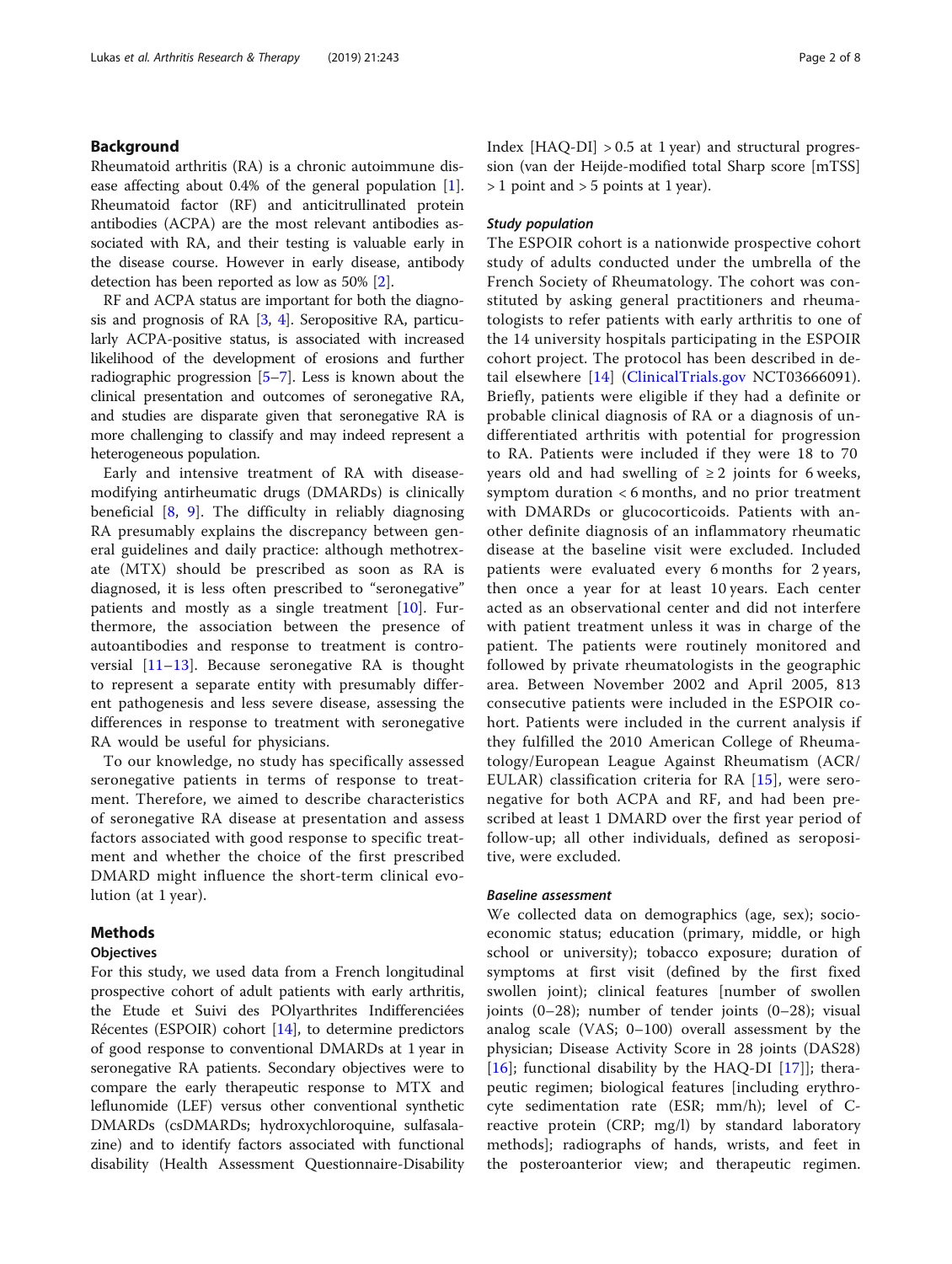## Background

Rheumatoid arthritis (RA) is a chronic autoimmune disease affecting about 0.4% of the general population [1]. Rheumatoid factor (RF) and anticitrullinated protein antibodies (ACPA) are the most relevant antibodies associated with RA, and their testing is valuable early in the disease course. However in early disease, antibody detection has been reported as low as 50% [2].

RF and ACPA status are important for both the diagnosis and prognosis of RA [3, 4]. Seropositive RA, particularly ACPA-positive status, is associated with increased likelihood of the development of erosions and further radiographic progression [5–7]. Less is known about the clinical presentation and outcomes of seronegative RA, and studies are disparate given that seronegative RA is more challenging to classify and may indeed represent a heterogeneous population.

Early and intensive treatment of RA with disease-modifying antirheumatic drugs (DMARDs) is clinically beneficial [8, 9]. The difficulty in reliably diagnosing RA presumably explains the discrepancy between general guidelines and daily practice: although methotrexate (MTX) should be prescribed as soon as RA is diagnosed, it is less often prescribed to "seronegative" patients and mostly as a single treatment [10]. Furthermore, the association between the presence of autoantibodies and response to treatment is controversial [11–13]. Because seronegative RA is thought to represent a separate entity with presumably different pathogenesis and less severe disease, assessing the differences in response to treatment with seronegative RA would be useful for physicians.

To our knowledge, no study has specifically assessed seronegative patients in terms of response to treatment. Therefore, we aimed to describe characteristics of seronegative RA disease at presentation and assess factors associated with good response to specific treatment and whether the choice of the first prescribed DMARD might influence the short-term clinical evolution (at 1 year).

## Methods

### Objectives

For this study, we used data from a French longitudinal prospective cohort of adult patients with early arthritis, the Etude et Suivi des POlyarthrites Indifferenciées Récentes (ESPOIR) cohort [14], to determine predictors of good response to conventional DMARDs at 1 year in seronegative RA patients. Secondary objectives were to compare the early therapeutic response to MTX and leflunomide (LEF) versus other conventional synthetic DMARDs (csDMARDs; hydroxychloroquine, sulfasalazine) and to identify factors associated with functional disability (Health Assessment Questionnaire-Disability Index [HAQ-DI] > 0.5 at 1 year) and structural progression (van der Heijde-modified total Sharp score [mTSS] > 1 point and > 5 points at 1 year).

### *Study population*

The ESPOIR cohort is a nationwide prospective cohort study of adults conducted under the umbrella of the French Society of Rheumatology. The cohort was constituted by asking general practitioners and rheumatologists to refer patients with early arthritis to one of the 14 university hospitals participating in the ESPOIR cohort project. The protocol has been described in detail elsewhere [14] (ClinicalTrials.gov NCT03666091). Briefly, patients were eligible if they had a definite or probable clinical diagnosis of RA or a diagnosis of undifferentiated arthritis with potential for progression to RA. Patients were included if they were 18 to 70 years old and had swelling of ≥ 2 joints for 6 weeks, symptom duration < 6 months, and no prior treatment with DMARDs or glucocorticoids. Patients with another definite diagnosis of an inflammatory rheumatic disease at the baseline visit were excluded. Included patients were evaluated every 6 months for 2 years, then once a year for at least 10 years. Each center acted as an observational center and did not interfere with patient treatment unless it was in charge of the patient. The patients were routinely monitored and followed by private rheumatologists in the geographic area. Between November 2002 and April 2005, 813 consecutive patients were included in the ESPOIR cohort. Patients were included in the current analysis if they fulfilled the 2010 American College of Rheumatology/European League Against Rheumatism (ACR/EULAR) classification criteria for RA [15], were seronegative for both ACPA and RF, and had been prescribed at least 1 DMARD over the first year period of follow-up; all other individuals, defined as seropositive, were excluded.

### *Baseline assessment*

We collected data on demographics (age, sex); socioeconomic status; education (primary, middle, or high school or university); tobacco exposure; duration of symptoms at first visit (defined by the first fixed swollen joint); clinical features [number of swollen joints (0–28); number of tender joints (0–28); visual analog scale (VAS; 0–100) overall assessment by the physician; Disease Activity Score in 28 joints (DAS28) [16]; functional disability by the HAQ-DI [17]]; therapeutic regimen; biological features [including erythrocyte sedimentation rate (ESR; mm/h); level of C-reactive protein (CRP; mg/l) by standard laboratory methods]; radiographs of hands, wrists, and feet in the posteroanterior view; and therapeutic regimen.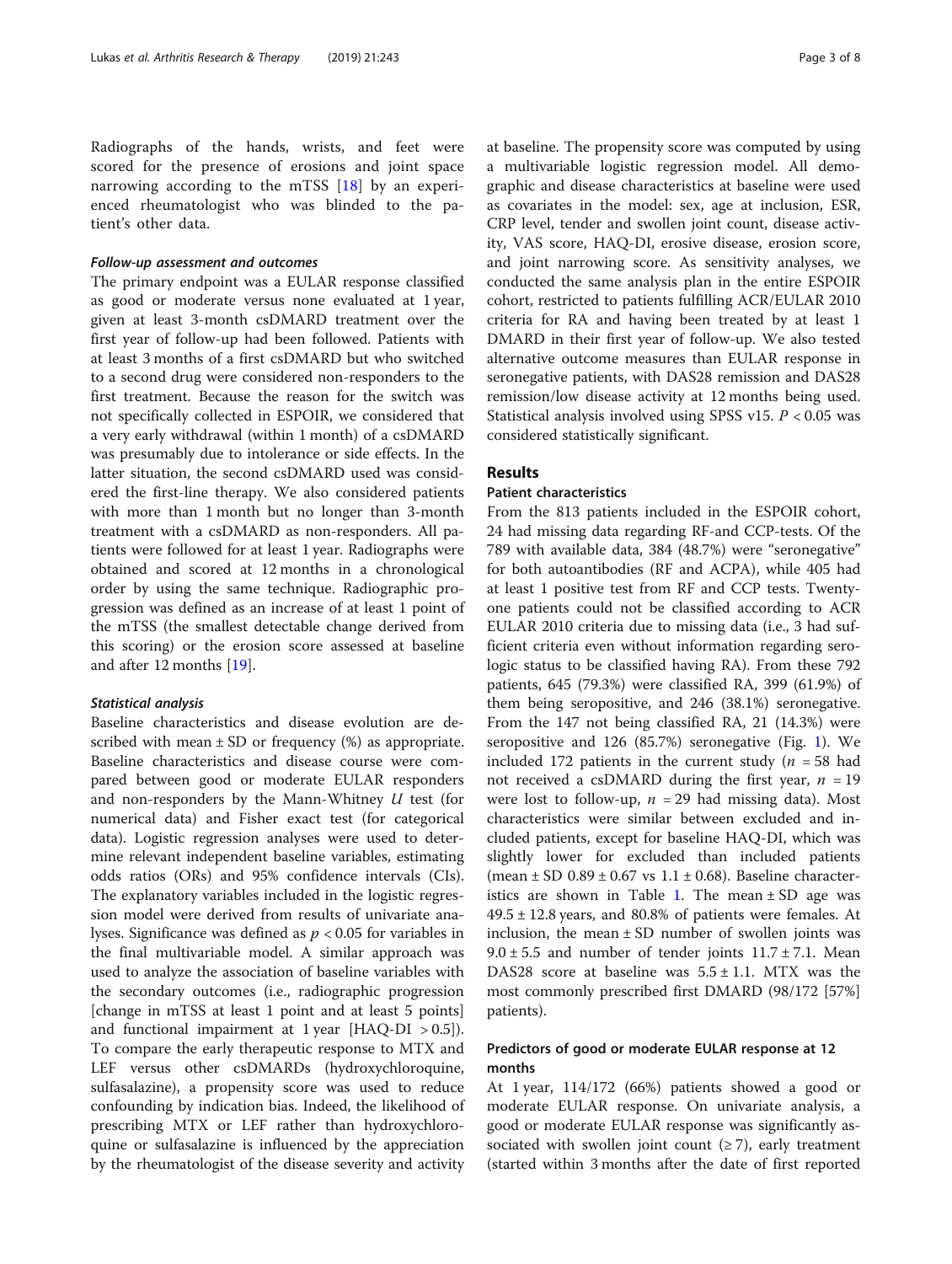Radiographs of the hands, wrists, and feet were scored for the presence of erosions and joint space narrowing according to the mTSS [18] by an experienced rheumatologist who was blinded to the patient's other data.

#### Follow-up assessment and outcomes

The primary endpoint was a EULAR response classified as good or moderate versus none evaluated at 1 year, given at least 3-month csDMARD treatment over the first year of follow-up had been followed. Patients with at least 3 months of a first csDMARD but who switched to a second drug were considered non-responders to the first treatment. Because the reason for the switch was not specifically collected in ESPOIR, we considered that a very early withdrawal (within 1 month) of a csDMARD was presumably due to intolerance or side effects. In the latter situation, the second csDMARD used was considered the first-line therapy. We also considered patients with more than 1 month but no longer than 3-month treatment with a csDMARD as non-responders. All patients were followed for at least 1 year. Radiographs were obtained and scored at 12 months in a chronological order by using the same technique. Radiographic progression was defined as an increase of at least 1 point of the mTSS (the smallest detectable change derived from this scoring) or the erosion score assessed at baseline and after 12 months [19].

#### Statistical analysis

Baseline characteristics and disease evolution are described with mean ± SD or frequency (%) as appropriate. Baseline characteristics and disease course were compared between good or moderate EULAR responders and non-responders by the Mann-Whitney *U* test (for numerical data) and Fisher exact test (for categorical data). Logistic regression analyses were used to determine relevant independent baseline variables, estimating odds ratios (ORs) and 95% confidence intervals (CIs). The explanatory variables included in the logistic regression model were derived from results of univariate analyses. Significance was defined as $p < 0.05$ for variables in the final multivariable model. A similar approach was used to analyze the association of baseline variables with the secondary outcomes (i.e., radiographic progression [change in mTSS at least 1 point and at least 5 points] and functional impairment at 1 year [HAQ-DI > 0.5]). To compare the early therapeutic response to MTX and LEF versus other csDMARDs (hydroxychloroquine, sulfasalazine), a propensity score was used to reduce confounding by indication bias. Indeed, the likelihood of prescribing MTX or LEF rather than hydroxychloroquine or sulfasalazine is influenced by the appreciation by the rheumatologist of the disease severity and activity at baseline. The propensity score was computed by using a multivariable logistic regression model. All demographic and disease characteristics at baseline were used as covariates in the model: sex, age at inclusion, ESR, CRP level, tender and swollen joint count, disease activity, VAS score, HAQ-DI, erosive disease, erosion score, and joint narrowing score. As sensitivity analyses, we conducted the same analysis plan in the entire ESPOIR cohort, restricted to patients fulfilling ACR/EULAR 2010 criteria for RA and having been treated by at least 1 DMARD in their first year of follow-up. We also tested alternative outcome measures than EULAR response in seronegative patients, with DAS28 remission and DAS28 remission/low disease activity at 12 months being used. Statistical analysis involved using SPSS v15. $P < 0.05$ was considered statistically significant.

## Results

### Patient characteristics

From the 813 patients included in the ESPOIR cohort, 24 had missing data regarding RF-and CCP-tests. Of the 789 with available data, 384 (48.7%) were "seronegative" for both autoantibodies (RF and ACPA), while 405 had at least 1 positive test from RF and CCP tests. Twenty-one patients could not be classified according to ACR EULAR 2010 criteria due to missing data (i.e., 3 had sufficient criteria even without information regarding serologic status to be classified having RA). From these 792 patients, 645 (79.3%) were classified RA, 399 (61.9%) of them being seropositive, and 246 (38.1%) seronegative. From the 147 not being classified RA, 21 (14.3%) were seropositive and 126 (85.7%) seronegative (Fig. 1). We included 172 patients in the current study ($n = 58$ had not received a csDMARD during the first year, $n = 19$ were lost to follow-up, $n = 29$ had missing data). Most characteristics were similar between excluded and included patients, except for baseline HAQ-DI, which was slightly lower for excluded than included patients (mean ± SD 0.89 ± 0.67 vs 1.1 ± 0.68). Baseline characteristics are shown in Table 1. The mean ± SD age was 49.5 ± 12.8 years, and 80.8% of patients were females. At inclusion, the mean ± SD number of swollen joints was 9.0 ± 5.5 and number of tender joints 11.7 ± 7.1. Mean DAS28 score at baseline was 5.5 ± 1.1. MTX was the most commonly prescribed first DMARD (98/172 [57%] patients).

### Predictors of good or moderate EULAR response at 12 months

At 1 year, 114/172 (66%) patients showed a good or moderate EULAR response. On univariate analysis, a good or moderate EULAR response was significantly associated with swollen joint count (≥ 7), early treatment (started within 3 months after the date of first reported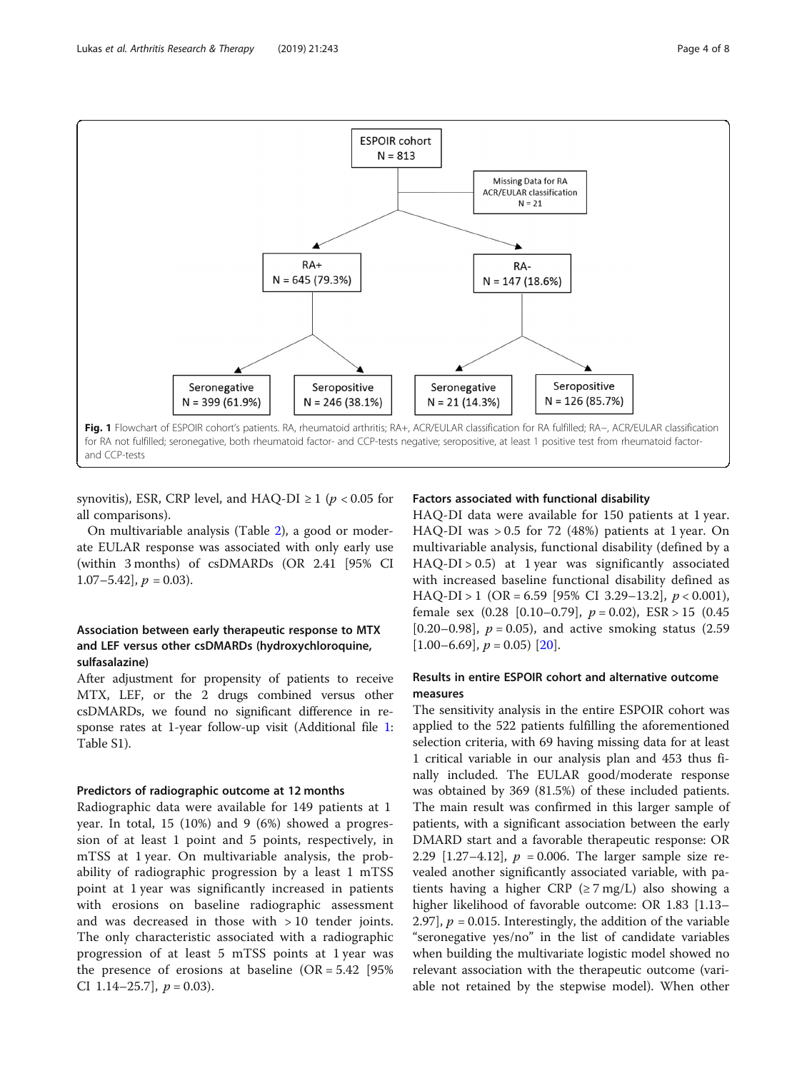ESPOIR cohort
N = 813

Missing Data for RA ACR/EULAR classification
N = 21

RA+
N = 645 (79.3%)

RA-
N = 147 (18.6%)

Seronegative
N = 399 (61.9%)

Seropositive
N = 246 (38.1%)

Seronegative
N = 21 (14.3%)

Seropositive
N = 126 (85.7%)

**Fig. 1** Flowchart of ESPOIR cohort's patients. RA, rheumatoid arthritis; RA+, ACR/EULAR classification for RA fulfilled; RA−, ACR/EULAR classification for RA not fulfilled; seronegative, both rheumatoid factor- and CCP-tests negative; seropositive, at least 1 positive test from rheumatoid factor- and CCP-tests

synovitis), ESR, CRP level, and HAQ-DI ≥ 1 ($p < 0.05$ for all comparisons).

On multivariable analysis (Table 2), a good or moderate EULAR response was associated with only early use (within 3 months) of csDMARDs (OR 2.41 [95% CI 1.07–5.42], $p = 0.03$).

### Association between early therapeutic response to MTX and LEF versus other csDMARDs (hydroxychloroquine, sulfasalazine)

After adjustment for propensity of patients to receive MTX, LEF, or the 2 drugs combined versus other csDMARDs, we found no significant difference in response rates at 1-year follow-up visit (Additional file 1: Table S1).

### Predictors of radiographic outcome at 12 months

Radiographic data were available for 149 patients at 1 year. In total, 15 (10%) and 9 (6%) showed a progression of at least 1 point and 5 points, respectively, in mTSS at 1 year. On multivariable analysis, the probability of radiographic progression by a least 1 mTSS point at 1 year was significantly increased in patients with erosions on baseline radiographic assessment and was decreased in those with > 10 tender joints. The only characteristic associated with a radiographic progression of at least 5 mTSS points at 1 year was the presence of erosions at baseline (OR = 5.42 [95% CI 1.14–25.7], $p = 0.03$).

### Factors associated with functional disability

HAQ-DI data were available for 150 patients at 1 year. HAQ-DI was > 0.5 for 72 (48%) patients at 1 year. On multivariable analysis, functional disability (defined by a HAQ-DI > 0.5) at 1 year was significantly associated with increased baseline functional disability defined as HAQ-DI > 1 (OR = 6.59 [95% CI 3.29–13.2], $p < 0.001$), female sex (0.28 [0.10–0.79], $p = 0.02$), ESR > 15 (0.45 [0.20–0.98], $p = 0.05$), and active smoking status (2.59 [1.00–6.69], $p = 0.05$) [20].

### Results in entire ESPOIR cohort and alternative outcome measures

The sensitivity analysis in the entire ESPOIR cohort was applied to the 522 patients fulfilling the aforementioned selection criteria, with 69 having missing data for at least 1 critical variable in our analysis plan and 453 thus finally included. The EULAR good/moderate response was obtained by 369 (81.5%) of these included patients. The main result was confirmed in this larger sample of patients, with a significant association between the early DMARD start and a favorable therapeutic response: OR 2.29 [1.27–4.12], $p = 0.006$. The larger sample size revealed another significantly associated variable, with patients having a higher CRP (≥ 7 mg/L) also showing a higher likelihood of favorable outcome: OR 1.83 [1.13–2.97], $p = 0.015$. Interestingly, the addition of the variable "seronegative yes/no" in the list of candidate variables when building the multivariate logistic model showed no relevant association with the therapeutic outcome (variable not retained by the stepwise model). When other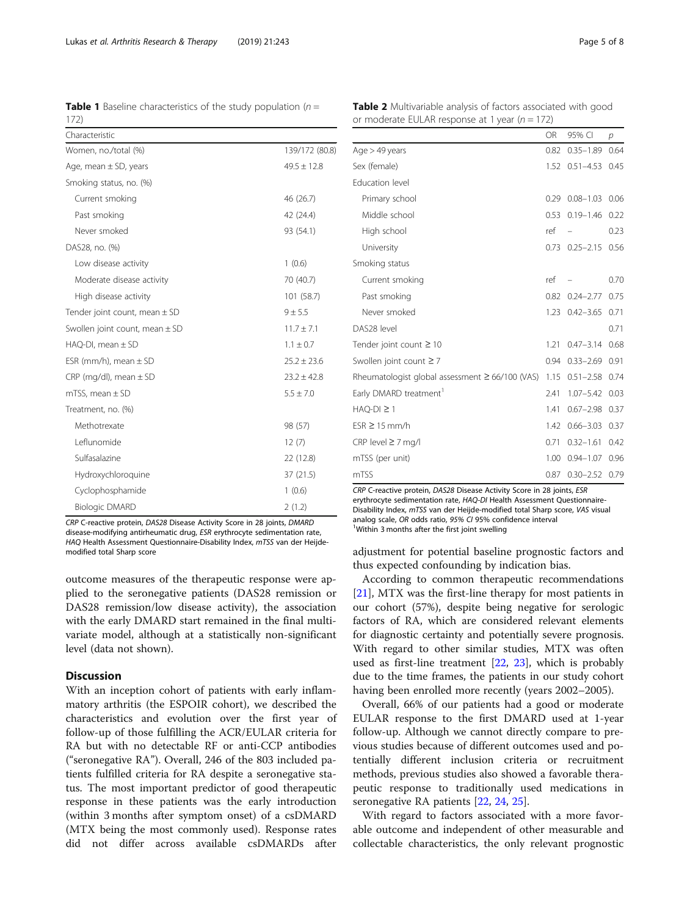**Table 1** Baseline characteristics of the study population ($n$ = 172)

| Characteristic | |
|---|---|
| Women, no./total (%) | 139/172 (80.8) |
| Age, mean ± SD, years | 49.5 ± 12.8 |
| Smoking status, no. (%) | |
| Current smoking | 46 (26.7) |
| Past smoking | 42 (24.4) |
| Never smoked | 93 (54.1) |
| DAS28, no. (%) | |
| Low disease activity | 1 (0.6) |
| Moderate disease activity | 70 (40.7) |
| High disease activity | 101 (58.7) |
| Tender joint count, mean ± SD | 9 ± 5.5 |
| Swollen joint count, mean ± SD | 11.7 ± 7.1 |
| HAQ-DI, mean ± SD | 1.1 ± 0.7 |
| ESR (mm/h), mean ± SD | 25.2 ± 23.6 |
| CRP (mg/dl), mean ± SD | 23.2 ± 42.8 |
| mTSS, mean ± SD | 5.5 ± 7.0 |
| Treatment, no. (%) | |
| Methotrexate | 98 (57) |
| Leflunomide | 12 (7) |
| Sulfasalazine | 22 (12.8) |
| Hydroxychloroquine | 37 (21.5) |
| Cyclophosphamide | 1 (0.6) |
| Biologic DMARD | 2 (1.2) |

*CRP* C-reactive protein, *DAS28* Disease Activity Score in 28 joints, *DMARD* disease-modifying antirheumatic drug, *ESR* erythrocyte sedimentation rate, *HAQ* Health Assessment Questionnaire-Disability Index, *mTSS* van der Heijde-modified total Sharp score

**Table 2** Multivariable analysis of factors associated with good or moderate EULAR response at 1 year ($n$ = 172)

| | OR | 95% CI | $p$ |
|---|---|---|---|
| Age > 49 years | 0.82 | 0.35–1.89 | 0.64 |
| Sex (female) | 1.52 | 0.51–4.53 | 0.45 |
| Education level | | | |
| Primary school | 0.29 | 0.08–1.03 | 0.06 |
| Middle school | 0.53 | 0.19–1.46 | 0.22 |
| High school | ref | – | 0.23 |
| University | 0.73 | 0.25–2.15 | 0.56 |
| Smoking status | | | |
| Current smoking | ref | – | 0.70 |
| Past smoking | 0.82 | 0.24–2.77 | 0.75 |
| Never smoked | 1.23 | 0.42–3.65 | 0.71 |
| DAS28 level | | | 0.71 |
| Tender joint count ≥ 10 | 1.21 | 0.47–3.14 | 0.68 |
| Swollen joint count ≥ 7 | 0.94 | 0.33–2.69 | 0.91 |
| Rheumatologist global assessment ≥ 66/100 (VAS) | 1.15 | 0.51–2.58 | 0.74 |
| Early DMARD treatment[1] | 2.41 | 1.07–5.42 | 0.03 |
| HAQ-DI ≥ 1 | 1.41 | 0.67–2.98 | 0.37 |
| ESR ≥ 15 mm/h | 1.42 | 0.66–3.03 | 0.37 |
| CRP level ≥ 7 mg/l | 0.71 | 0.32–1.61 | 0.42 |
| mTSS (per unit) | 1.00 | 0.94–1.07 | 0.96 |
| mTSS | 0.87 | 0.30–2.52 | 0.79 |

*CRP* C-reactive protein, *DAS28* Disease Activity Score in 28 joints, *ESR* erythrocyte sedimentation rate, *HAQ-DI* Health Assessment Questionnaire-Disability Index, *mTSS* van der Heijde-modified total Sharp score, *VAS* visual analog scale, *OR* odds ratio, *95% CI* 95% confidence interval
[1]Within 3 months after the first joint swelling

outcome measures of the therapeutic response were applied to the seronegative patients (DAS28 remission or DAS28 remission/low disease activity), the association with the early DMARD start remained in the final multivariate model, although at a statistically non-significant level (data not shown).

## Discussion

With an inception cohort of patients with early inflammatory arthritis (the ESPOIR cohort), we described the characteristics and evolution over the first year of follow-up of those fulfilling the ACR/EULAR criteria for RA but with no detectable RF or anti-CCP antibodies ("seronegative RA"). Overall, 246 of the 803 included patients fulfilled criteria for RA despite a seronegative status. The most important predictor of good therapeutic response in these patients was the early introduction (within 3 months after symptom onset) of a csDMARD (MTX being the most commonly used). Response rates did not differ across available csDMARDs after adjustment for potential baseline prognostic factors and thus expected confounding by indication bias.

According to common therapeutic recommendations [21], MTX was the first-line therapy for most patients in our cohort (57%), despite being negative for serologic factors of RA, which are considered relevant elements for diagnostic certainty and potentially severe prognosis. With regard to other similar studies, MTX was often used as first-line treatment [22, 23], which is probably due to the time frames, the patients in our study cohort having been enrolled more recently (years 2002–2005).

Overall, 66% of our patients had a good or moderate EULAR response to the first DMARD used at 1-year follow-up. Although we cannot directly compare to previous studies because of different outcomes used and potentially different inclusion criteria or recruitment methods, previous studies also showed a favorable therapeutic response to traditionally used medications in seronegative RA patients [22, 24, 25].

With regard to factors associated with a more favorable outcome and independent of other measurable and collectable characteristics, the only relevant prognostic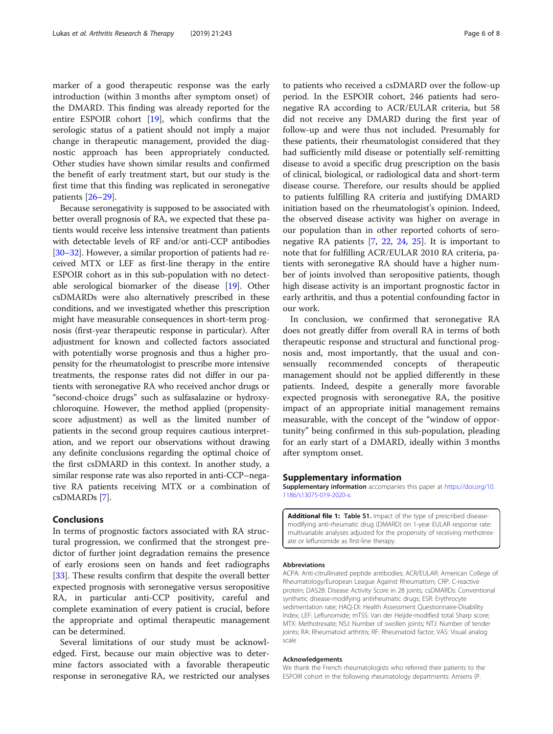marker of a good therapeutic response was the early introduction (within 3 months after symptom onset) of the DMARD. This finding was already reported for the entire ESPOIR cohort [19], which confirms that the serologic status of a patient should not imply a major change in therapeutic management, provided the diagnostic approach has been appropriately conducted. Other studies have shown similar results and confirmed the benefit of early treatment start, but our study is the first time that this finding was replicated in seronegative patients [26–29].

Because seronegativity is supposed to be associated with better overall prognosis of RA, we expected that these patients would receive less intensive treatment than patients with detectable levels of RF and/or anti-CCP antibodies [30–32]. However, a similar proportion of patients had received MTX or LEF as first-line therapy in the entire ESPOIR cohort as in this sub-population with no detectable serological biomarker of the disease [19]. Other csDMARDs were also alternatively prescribed in these conditions, and we investigated whether this prescription might have measurable consequences in short-term prognosis (first-year therapeutic response in particular). After adjustment for known and collected factors associated with potentially worse prognosis and thus a higher propensity for the rheumatologist to prescribe more intensive treatments, the response rates did not differ in our patients with seronegative RA who received anchor drugs or "second-choice drugs" such as sulfasalazine or hydroxychloroquine. However, the method applied (propensity-score adjustment) as well as the limited number of patients in the second group requires cautious interpretation, and we report our observations without drawing any definite conclusions regarding the optimal choice of the first csDMARD in this context. In another study, a similar response rate was also reported in anti-CCP–negative RA patients receiving MTX or a combination of csDMARDs [7].

## Conclusions

In terms of prognostic factors associated with RA structural progression, we confirmed that the strongest predictor of further joint degradation remains the presence of early erosions seen on hands and feet radiographs [33]. These results confirm that despite the overall better expected prognosis with seronegative versus seropositive RA, in particular anti-CCP positivity, careful and complete examination of every patient is crucial, before the appropriate and optimal therapeutic management can be determined.

Several limitations of our study must be acknowledged. First, because our main objective was to determine factors associated with a favorable therapeutic response in seronegative RA, we restricted our analyses to patients who received a csDMARD over the follow-up period. In the ESPOIR cohort, 246 patients had seronegative RA according to ACR/EULAR criteria, but 58 did not receive any DMARD during the first year of follow-up and were thus not included. Presumably for these patients, their rheumatologist considered that they had sufficiently mild disease or potentially self-remitting disease to avoid a specific drug prescription on the basis of clinical, biological, or radiological data and short-term disease course. Therefore, our results should be applied to patients fulfilling RA criteria and justifying DMARD initiation based on the rheumatologist's opinion. Indeed, the observed disease activity was higher on average in our population than in other reported cohorts of seronegative RA patients [7, 22, 24, 25]. It is important to note that for fulfilling ACR/EULAR 2010 RA criteria, patients with seronegative RA should have a higher number of joints involved than seropositive patients, though high disease activity is an important prognostic factor in early arthritis, and thus a potential confounding factor in our work.

In conclusion, we confirmed that seronegative RA does not greatly differ from overall RA in terms of both therapeutic response and structural and functional prognosis and, most importantly, that the usual and consensually recommended concepts of therapeutic management should not be applied differently in these patients. Indeed, despite a generally more favorable expected prognosis with seronegative RA, the positive impact of an appropriate initial management remains measurable, with the concept of the "window of opportunity" being confirmed in this sub-population, pleading for an early start of a DMARD, ideally within 3 months after symptom onset.

## Supplementary information

**Supplementary information** accompanies this paper at https://doi.org/10.1186/s13075-019-2020-x.

**Additional file 1: Table S1.** Impact of the type of prescribed disease-modifying anti-rheumatic drug (DMARD) on 1-year EULAR response rate: multivariable analyses adjusted for the propensity of receiving methotrexate or leflunomide as first-line therapy.

#### Abbreviations

ACPA: Anti-citrullinated peptide antibodies; ACR/EULAR: American College of Rheumatology/European League Against Rheumatism; CRP: C-reactive protein; DAS28: Disease Activity Score in 28 joints; csDMARDs: Conventional synthetic disease-modifying antirheumatic drugs; ESR: Erythrocyte sedimentation rate; HAQ-DI: Health Assessment Questionnaire-Disability Index; LEF: Leflunomide; mTSS: Van der Heijde-modified total Sharp score; MTX: Methotrexate; NSJ: Number of swollen joints; NTJ: Number of tender joints; RA: Rheumatoid arthritis; RF: Rheumatoid factor; VAS: Visual analog scale

#### Acknowledgements

We thank the French rheumatologists who referred their patients to the ESPOIR cohort in the following rheumatology departments: Amiens (P.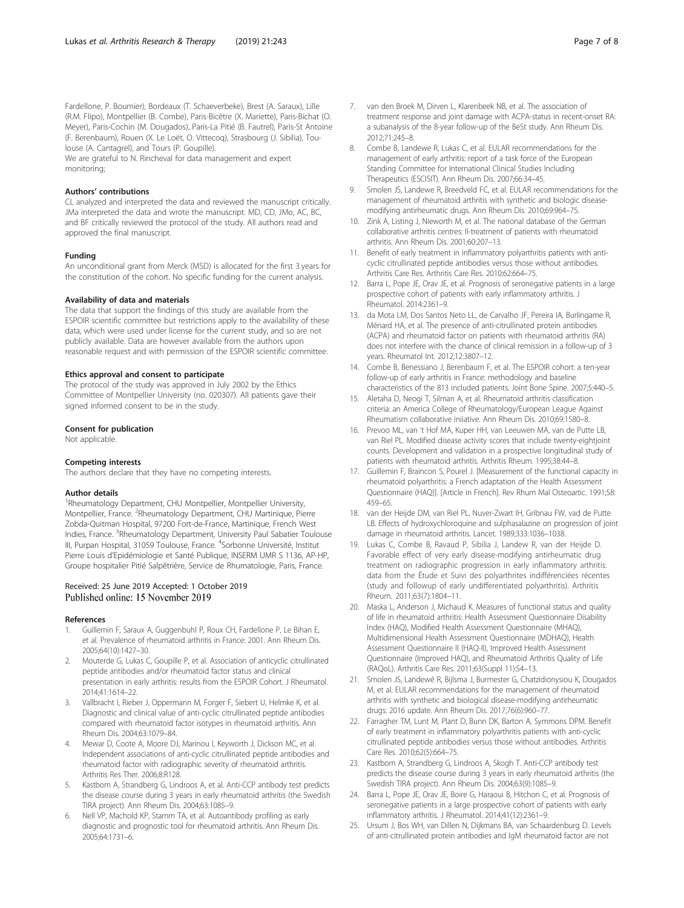Fardellone, P. Boumier), Bordeaux (T. Schaeverbeke), Brest (A. Saraux), Lille (R.M. Flipo), Montpellier (B. Combe), Paris-Bicêtre (X. Mariette), Paris-Bichat (O. Meyer), Paris-Cochin (M. Dougados), Paris-La Pitié (B. Fautrel), Paris-St Antoine (F. Berenbaum), Rouen (X. Le Loët, O. Vittecoq), Strasbourg (J. Sibilia), Toulouse (A. Cantagrel), and Tours (P. Goupille).
We are grateful to N. Rincheval for data management and expert monitoring;

### Authors' contributions

CL analyzed and interpreted the data and reviewed the manuscript critically. JMa interpreted the data and wrote the manuscript. MD, CD, JMo, AC, BC, and BF critically reviewed the protocol of the study. All authors read and approved the final manuscript.

### Funding

An unconditional grant from Merck (MSD) is allocated for the first 3 years for the constitution of the cohort. No specific funding for the current analysis.

### Availability of data and materials

The data that support the findings of this study are available from the ESPOIR scientific committee but restrictions apply to the availability of these data, which were used under license for the current study, and so are not publicly available. Data are however available from the authors upon reasonable request and with permission of the ESPOIR scientific committee.

### Ethics approval and consent to participate

The protocol of the study was approved in July 2002 by the Ethics Committee of Montpellier University (no. 020307). All patients gave their signed informed consent to be in the study.

### Consent for publication

Not applicable.

### Competing interests

The authors declare that they have no competing interests.

### Author details

[1]Rheumatology Department, CHU Montpellier, Montpellier University, Montpellier, France. [2]Rheumatology Department, CHU Martinique, Pierre Zobda-Quitman Hospital, 97200 Fort-de-France, Martinique, French West Indies, France. [3]Rheumatology Department, University Paul Sabatier Toulouse III, Purpan Hospital, 31059 Toulouse, France. [4]Sorbonne Université, Institut Pierre Louis d'Epidémiologie et Santé Publique, INSERM UMR S 1136, AP-HP, Groupe hospitalier Pitié Salpêtrière, Service de Rhumatologie, Paris, France.

Received: 25 June 2019 Accepted: 1 October 2019
Published online: 15 November 2019

### References

1. Guillemin F, Saraux A, Guggenbuhl P, Roux CH, Fardellone P, Le Bihan E, et al. Prevalence of rheumatoid arthritis in France: 2001. Ann Rheum Dis. 2005;64(10):1427–30.
2. Mouterde G, Lukas C, Goupille P, et al. Association of anticyclic citrullinated peptide antibodies and/or rheumatoid factor status and clinical presentation in early arthritis: results from the ESPOIR Cohort. J Rheumatol. 2014;41:1614–22.
3. Vallbracht I, Rieber J, Oppermann M, Forger F, Siebert U, Helmke K, et al. Diagnostic and clinical value of anti-cyclic citrullinated peptide antibodies compared with rheumatoid factor isotypes in rheumatoid arthritis. Ann Rheum Dis. 2004;63:1079–84.
4. Mewar D, Coote A, Moore DJ, Marinou I, Keyworth J, Dickson MC, et al. Independent associations of anti-cyclic citrullinated peptide antibodies and rheumatoid factor with radiographic severity of rheumatoid arthritis. Arthritis Res Ther. 2006;8:R128.
5. Kastbom A, Strandberg G, Lindroos A, et al. Anti-CCP antibody test predicts the disease course during 3 years in early rheumatoid arthritis (the Swedish TIRA project). Ann Rheum Dis. 2004;63:1085–9.
6. Nell VP, Machold KP, Stamm TA, et al. Autoantibody profiling as early diagnostic and prognostic tool for rheumatoid arthritis. Ann Rheum Dis. 2005;64:1731–6.
7. van den Broek M, Dirven L, Klarenbeek NB, et al. The association of treatment response and joint damage with ACPA-status in recent-onset RA: a subanalysis of the 8-year follow-up of the BeSt study. Ann Rheum Dis. 2012;71:245–8.
8. Combe B, Landewe R, Lukas C, et al. EULAR recommendations for the management of early arthritis: report of a task force of the European Standing Committee for International Clinical Studies Including Therapeutics (ESCISIT). Ann Rheum Dis. 2007;66:34–45.
9. Smolen JS, Landewe R, Breedveld FC, et al. EULAR recommendations for the management of rheumatoid arthritis with synthetic and biologic disease-modifying antirheumatic drugs. Ann Rheum Dis. 2010;69:964–75.
10. Zink A, Listing J, Nieworth M, et al. The national database of the German collaborative arthritis centres: II-treatment of patients with rheumatoid arthritis. Ann Rheum Dis. 2001;60:207–13.
11. Benefit of early treatment in inflammatory polyarthritis patients with anti-cyclic citrullinated peptide antibodies versus those without antibodies. Arthritis Care Res. Arthritis Care Res. 2010;62:664–75.
12. Barra L, Pope JE, Orav JE, et al. Prognosis of seronegative patients in a large prospective cohort of patients with early inflammatory arthritis. J Rheumatol. 2014:2361–9.
13. da Mota LM, Dos Santos Neto LL, de Carvalho JF, Pereira IA, Burlingame R, Ménard HA, et al. The presence of anti-citrullinated protein antibodies (ACPA) and rheumatoid factor on patients with rheumatoid arthritis (RA) does not interfere with the chance of clinical remission in a follow-up of 3 years. Rheumatol Int. 2012;12:3807–12.
14. Combe B, Benessiano J, Berenbaum F, et al. The ESPOIR cohort: a ten-year follow-up of early arthritis in France: methodology and baseline characteristics of the 813 included patients. Joint Bone Spine. 2007;5:440–5.
15. Aletaha D, Neogi T, Silman A, et al. Rheumatoid arthritis classification criteria: an America College of Rheumatology/European League Against Rheumatism collaborative iniiative. Ann Rheum Dis. 2010;69:1580–8.
16. Prevoo ML, van 't Hof MA, Kuper HH, van Leeuwen MA, van de Putte LB, van Riel PL. Modified disease activity scores that include twenty-eightjoint counts. Development and validation in a prospective longitudinal study of patients with rheumatoid arthritis. Arthritis Rheum. 1995;38:44–8.
17. Guillemin F, Braincon S, Pourel J. [Measurement of the functional capacity in rheumatoid polyarthritis: a French adaptation of the Health Assessment Questionnaire (HAQ)]. [Article in French]. Rev Rhum Mal Osteoartic. 1991;58: 459–65.
18. van der Heijde DM, van Riel PL, Nuver-Zwart IH, Gribnau FW, vad de Putte LB. Effects of hydroxychloroquine and sulphasalazine on progression of joint damage in rheumatoid arthritis. Lancet. 1989;333:1036–1038.
19. Lukas C, Combe B, Ravaud P, Sibilia J, Landew R, van der Heijde D. Favorable effect of very early disease-modifying antirheumatic drug treatment on radiographic progression in early inflammatory arthritis: data from the Étude et Suivi des polyarthrites indifférenciées récentes (study and followup of early undifferentiated polyarthritis). Arthritis Rheum. 2011;63(7):1804–11.
20. Maska L, Anderson J, Michaud K. Measures of functional status and quality of life in rheumatoid arthritis: Health Assessment Questionnaire Disability Index (HAQ), Modified Health Assessment Questionnaire (MHAQ), Multidimensional Health Assessment Questionnaire (MDHAQ), Health Assessment Questionnaire II (HAQ-II), Improved Health Assessment Questionnaire (Improved HAQ), and Rheumatoid Arthritis Quality of Life (RAQoL). Arthritis Care Res. 2011;63(Suppl 11):S4–13.
21. Smolen JS, Landewé R, Bijlsma J, Burmester G, Chatzidionysiou K, Dougados M, et al. EULAR recommendations for the management of rheumatoid arthritis with synthetic and biological disease-modifying antirheumatic drugs: 2016 update. Ann Rheum Dis. 2017;76(6):960–77.
22. Farragher TM, Lunt M, Plant D, Bunn DK, Barton A, Symmons DPM. Benefit of early treatment in inflammatory polyarthritis patients with anti-cyclic citrullinated peptide antibodies versus those without antibodies. Arthritis Care Res. 2010;62(5):664–75.
23. Kastbom A, Strandberg G, Lindroos A, Skogh T. Anti-CCP antibody test predicts the disease course during 3 years in early rheumatoid arthritis (the Swedish TIRA project). Ann Rheum Dis. 2004;63(9):1085–9.
24. Barra L, Pope JE, Orav JE, Boire G, Haraoui B, Hitchon C, et al. Prognosis of seronegative patients in a large prospective cohort of patients with early inflammatory arthritis. J Rheumatol. 2014;41(12):2361–9.
25. Ursum J, Bos WH, van Dillen N, Dijkmans BA, van Schaardenburg D. Levels of anti-citrullinated protein antibodies and IgM rheumatoid factor are not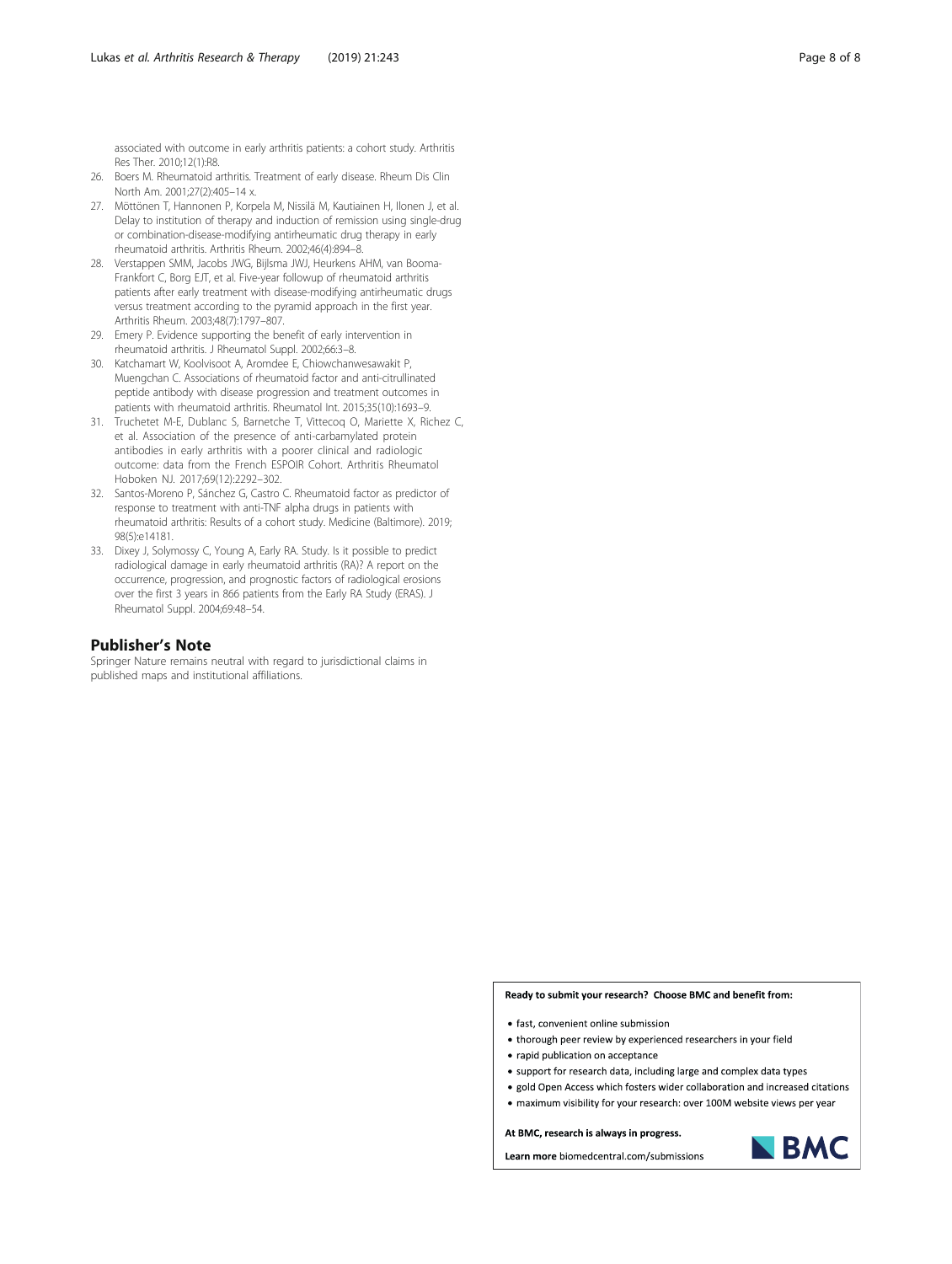associated with outcome in early arthritis patients: a cohort study. Arthritis Res Ther. 2010;12(1):R8.

26. Boers M. Rheumatoid arthritis. Treatment of early disease. Rheum Dis Clin North Am. 2001;27(2):405–14 x.
27. Möttönen T, Hannonen P, Korpela M, Nissilä M, Kautiainen H, Ilonen J, et al. Delay to institution of therapy and induction of remission using single-drug or combination-disease-modifying antirheumatic drug therapy in early rheumatoid arthritis. Arthritis Rheum. 2002;46(4):894–8.
28. Verstappen SMM, Jacobs JWG, Bijlsma JWJ, Heurkens AHM, van Booma-Frankfort C, Borg EJT, et al. Five-year followup of rheumatoid arthritis patients after early treatment with disease-modifying antirheumatic drugs versus treatment according to the pyramid approach in the first year. Arthritis Rheum. 2003;48(7):1797–807.
29. Emery P. Evidence supporting the benefit of early intervention in rheumatoid arthritis. J Rheumatol Suppl. 2002;66:3–8.
30. Katchamart W, Koolvisoot A, Aromdee E, Chiowchanwesawakit P, Muengchan C. Associations of rheumatoid factor and anti-citrullinated peptide antibody with disease progression and treatment outcomes in patients with rheumatoid arthritis. Rheumatol Int. 2015;35(10):1693–9.
31. Truchetet M-E, Dublanc S, Barnetche T, Vittecoq O, Mariette X, Richez C, et al. Association of the presence of anti-carbamylated protein antibodies in early arthritis with a poorer clinical and radiologic outcome: data from the French ESPOIR Cohort. Arthritis Rheumatol Hoboken NJ. 2017;69(12):2292–302.
32. Santos-Moreno P, Sánchez G, Castro C. Rheumatoid factor as predictor of response to treatment with anti-TNF alpha drugs in patients with rheumatoid arthritis: Results of a cohort study. Medicine (Baltimore). 2019; 98(5):e14181.
33. Dixey J, Solymossy C, Young A, Early RA. Study. Is it possible to predict radiological damage in early rheumatoid arthritis (RA)? A report on the occurrence, progression, and prognostic factors of radiological erosions over the first 3 years in 866 patients from the Early RA Study (ERAS). J Rheumatol Suppl. 2004;69:48–54.

## Publisher's Note

Springer Nature remains neutral with regard to jurisdictional claims in published maps and institutional affiliations.

**Ready to submit your research? Choose BMC and benefit from:**

- fast, convenient online submission
- thorough peer review by experienced researchers in your field
- rapid publication on acceptance
- support for research data, including large and complex data types
- gold Open Access which fosters wider collaboration and increased citations
- maximum visibility for your research: over 100M website views per year

**At BMC, research is always in progress.**

**Learn more** biomedcentral.com/submissions

BMC